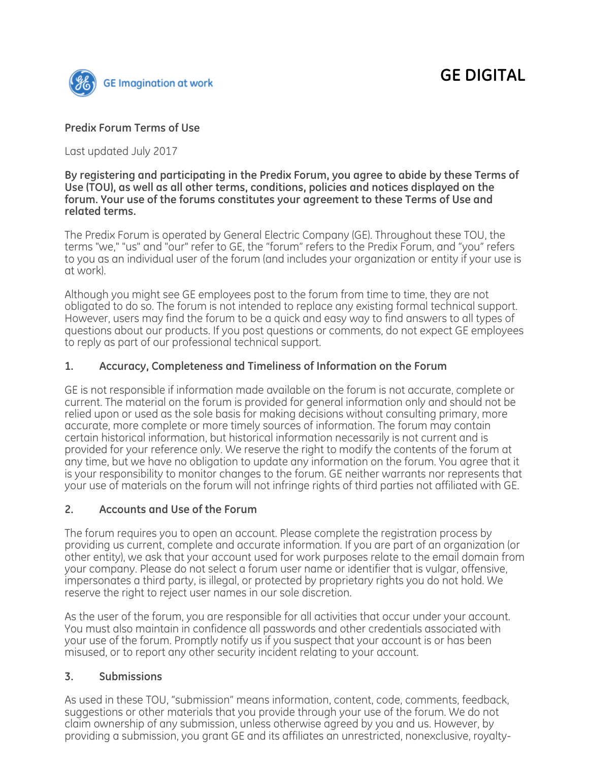GE Imagination at work

# GE DIGITAL

## Predix Forum Terms of Use

Last updated July 2017

**By registering and participating in the Predix Forum, you agree to abide by these Terms of Use (TOU), as well as all other terms, conditions, policies and notices displayed on the forum. Your use of the forums constitutes your agreement to these Terms of Use and related terms.**

The Predix Forum is operated by General Electric Company (GE). Throughout these TOU, the terms "we," "us" and "our" refer to GE, the "forum" refers to the Predix Forum, and "you" refers to you as an individual user of the forum (and includes your organization or entity if your use is at work).

Although you might see GE employees post to the forum from time to time, they are not obligated to do so. The forum is not intended to replace any existing formal technical support. However, users may find the forum to be a quick and easy way to find answers to all types of questions about our products. If you post questions or comments, do not expect GE employees to reply as part of our professional technical support.

### 1. Accuracy, Completeness and Timeliness of Information on the Forum

GE is not responsible if information made available on the forum is not accurate, complete or current. The material on the forum is provided for general information only and should not be relied upon or used as the sole basis for making decisions without consulting primary, more accurate, more complete or more timely sources of information. The forum may contain certain historical information, but historical information necessarily is not current and is provided for your reference only. We reserve the right to modify the contents of the forum at any time, but we have no obligation to update any information on the forum. You agree that it is your responsibility to monitor changes to the forum. GE neither warrants nor represents that your use of materials on the forum will not infringe rights of third parties not affiliated with GE.

### 2. Accounts and Use of the Forum

The forum requires you to open an account. Please complete the registration process by providing us current, complete and accurate information. If you are part of an organization (or other entity), we ask that your account used for work purposes relate to the email domain from your company. Please do not select a forum user name or identifier that is vulgar, offensive, impersonates a third party, is illegal, or protected by proprietary rights you do not hold. We reserve the right to reject user names in our sole discretion.

As the user of the forum, you are responsible for all activities that occur under your account. You must also maintain in confidence all passwords and other credentials associated with your use of the forum. Promptly notify us if you suspect that your account is or has been misused, or to report any other security incident relating to your account.

### 3. Submissions

As used in these TOU, "submission" means information, content, code, comments, feedback, suggestions or other materials that you provide through your use of the forum. We do not claim ownership of any submission, unless otherwise agreed by you and us. However, by providing a submission, you grant GE and its affiliates an unrestricted, nonexclusive, royalty-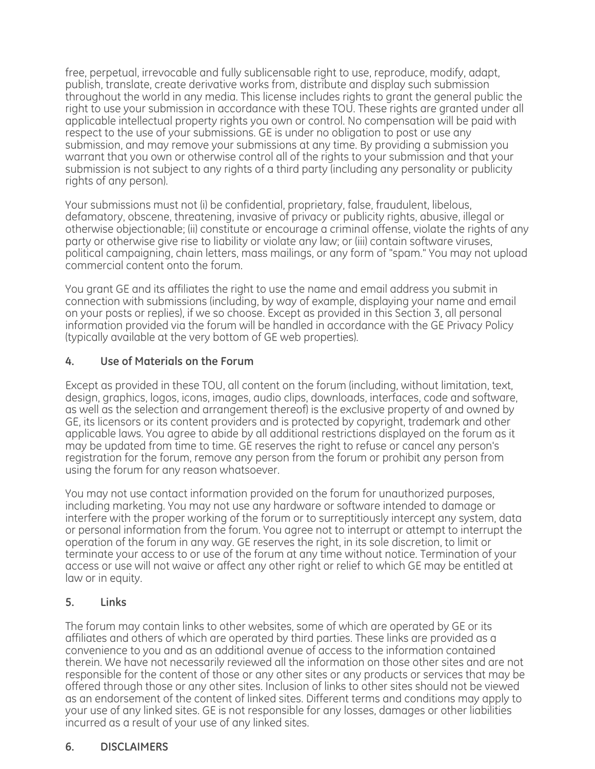free, perpetual, irrevocable and fully sublicensable right to use, reproduce, modify, adapt, publish, translate, create derivative works from, distribute and display such submission throughout the world in any media. This license includes rights to grant the general public the right to use your submission in accordance with these TOU. These rights are granted under all applicable intellectual property rights you own or control. No compensation will be paid with respect to the use of your submissions. GE is under no obligation to post or use any submission, and may remove your submissions at any time. By providing a submission you warrant that you own or otherwise control all of the rights to your submission and that your submission is not subject to any rights of a third party (including any personality or publicity rights of any person).

Your submissions must not (i) be confidential, proprietary, false, fraudulent, libelous, defamatory, obscene, threatening, invasive of privacy or publicity rights, abusive, illegal or otherwise objectionable; (ii) constitute or encourage a criminal offense, violate the rights of any party or otherwise give rise to liability or violate any law; or (iii) contain software viruses, political campaigning, chain letters, mass mailings, or any form of "spam." You may not upload commercial content onto the forum.

You grant GE and its affiliates the right to use the name and email address you submit in connection with submissions (including, by way of example, displaying your name and email on your posts or replies), if we so choose. Except as provided in this Section 3, all personal information provided via the forum will be handled in accordance with the GE Privacy Policy (typically available at the very bottom of GE web properties).

## 4. Use of Materials on the Forum

Except as provided in these TOU, all content on the forum (including, without limitation, text, design, graphics, logos, icons, images, audio clips, downloads, interfaces, code and software, as well as the selection and arrangement thereof) is the exclusive property of and owned by GE, its licensors or its content providers and is protected by copyright, trademark and other applicable laws. You agree to abide by all additional restrictions displayed on the forum as it may be updated from time to time. GE reserves the right to refuse or cancel any person's registration for the forum, remove any person from the forum or prohibit any person from using the forum for any reason whatsoever.

You may not use contact information provided on the forum for unauthorized purposes, including marketing. You may not use any hardware or software intended to damage or interfere with the proper working of the forum or to surreptitiously intercept any system, data or personal information from the forum. You agree not to interrupt or attempt to interrupt the operation of the forum in any way. GE reserves the right, in its sole discretion, to limit or terminate your access to or use of the forum at any time without notice. Termination of your access or use will not waive or affect any other right or relief to which GE may be entitled at law or in equity.

## 5. Links

The forum may contain links to other websites, some of which are operated by GE or its affiliates and others of which are operated by third parties. These links are provided as a convenience to you and as an additional avenue of access to the information contained therein. We have not necessarily reviewed all the information on those other sites and are not responsible for the content of those or any other sites or any products or services that may be offered through those or any other sites. Inclusion of links to other sites should not be viewed as an endorsement of the content of linked sites. Different terms and conditions may apply to your use of any linked sites. GE is not responsible for any losses, damages or other liabilities incurred as a result of your use of any linked sites.

## 6. DISCLAIMERS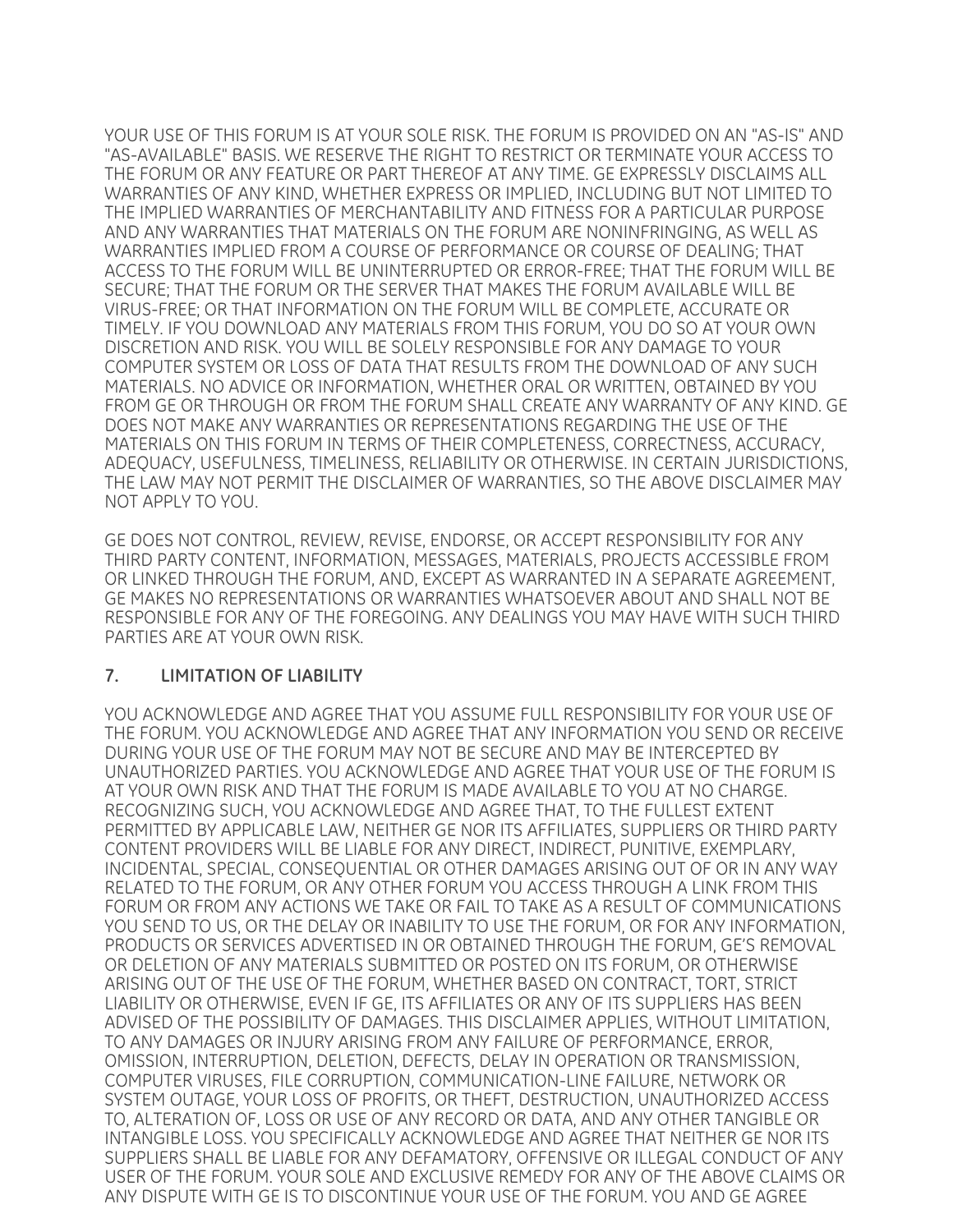YOUR USE OF THIS FORUM IS AT YOUR SOLE RISK. THE FORUM IS PROVIDED ON AN "AS-IS" AND "AS-AVAILABLE" BASIS. WE RESERVE THE RIGHT TO RESTRICT OR TERMINATE YOUR ACCESS TO THE FORUM OR ANY FEATURE OR PART THEREOF AT ANY TIME. GE EXPRESSLY DISCLAIMS ALL WARRANTIES OF ANY KIND, WHETHER EXPRESS OR IMPLIED, INCLUDING BUT NOT LIMITED TO THE IMPLIED WARRANTIES OF MERCHANTABILITY AND FITNESS FOR A PARTICULAR PURPOSE AND ANY WARRANTIES THAT MATERIALS ON THE FORUM ARE NONINFRINGING, AS WELL AS WARRANTIES IMPLIED FROM A COURSE OF PERFORMANCE OR COURSE OF DEALING; THAT ACCESS TO THE FORUM WILL BE UNINTERRUPTED OR ERROR-FREE; THAT THE FORUM WILL BE SECURE; THAT THE FORUM OR THE SERVER THAT MAKES THE FORUM AVAILABLE WILL BE VIRUS-FREE; OR THAT INFORMATION ON THE FORUM WILL BE COMPLETE, ACCURATE OR TIMELY. IF YOU DOWNLOAD ANY MATERIALS FROM THIS FORUM, YOU DO SO AT YOUR OWN DISCRETION AND RISK. YOU WILL BE SOLELY RESPONSIBLE FOR ANY DAMAGE TO YOUR COMPUTER SYSTEM OR LOSS OF DATA THAT RESULTS FROM THE DOWNLOAD OF ANY SUCH MATERIALS. NO ADVICE OR INFORMATION, WHETHER ORAL OR WRITTEN, OBTAINED BY YOU FROM GE OR THROUGH OR FROM THE FORUM SHALL CREATE ANY WARRANTY OF ANY KIND. GE DOES NOT MAKE ANY WARRANTIES OR REPRESENTATIONS REGARDING THE USE OF THE MATERIALS ON THIS FORUM IN TERMS OF THEIR COMPLETENESS, CORRECTNESS, ACCURACY, ADEQUACY, USEFULNESS, TIMELINESS, RELIABILITY OR OTHERWISE. IN CERTAIN JURISDICTIONS, THE LAW MAY NOT PERMIT THE DISCLAIMER OF WARRANTIES, SO THE ABOVE DISCLAIMER MAY NOT APPLY TO YOU.

GE DOES NOT CONTROL, REVIEW, REVISE, ENDORSE, OR ACCEPT RESPONSIBILITY FOR ANY THIRD PARTY CONTENT, INFORMATION, MESSAGES, MATERIALS, PROJECTS ACCESSIBLE FROM OR LINKED THROUGH THE FORUM, AND, EXCEPT AS WARRANTED IN A SEPARATE AGREEMENT, GE MAKES NO REPRESENTATIONS OR WARRANTIES WHATSOEVER ABOUT AND SHALL NOT BE RESPONSIBLE FOR ANY OF THE FOREGOING. ANY DEALINGS YOU MAY HAVE WITH SUCH THIRD PARTIES ARE AT YOUR OWN RISK.

## 7. LIMITATION OF LIABILITY

YOU ACKNOWLEDGE AND AGREE THAT YOU ASSUME FULL RESPONSIBILITY FOR YOUR USE OF THE FORUM. YOU ACKNOWLEDGE AND AGREE THAT ANY INFORMATION YOU SEND OR RECEIVE DURING YOUR USE OF THE FORUM MAY NOT BE SECURE AND MAY BE INTERCEPTED BY UNAUTHORIZED PARTIES. YOU ACKNOWLEDGE AND AGREE THAT YOUR USE OF THE FORUM IS AT YOUR OWN RISK AND THAT THE FORUM IS MADE AVAILABLE TO YOU AT NO CHARGE. RECOGNIZING SUCH, YOU ACKNOWLEDGE AND AGREE THAT, TO THE FULLEST EXTENT PERMITTED BY APPLICABLE LAW, NEITHER GE NOR ITS AFFILIATES, SUPPLIERS OR THIRD PARTY CONTENT PROVIDERS WILL BE LIABLE FOR ANY DIRECT, INDIRECT, PUNITIVE, EXEMPLARY, INCIDENTAL, SPECIAL, CONSEQUENTIAL OR OTHER DAMAGES ARISING OUT OF OR IN ANY WAY RELATED TO THE FORUM, OR ANY OTHER FORUM YOU ACCESS THROUGH A LINK FROM THIS FORUM OR FROM ANY ACTIONS WE TAKE OR FAIL TO TAKE AS A RESULT OF COMMUNICATIONS YOU SEND TO US, OR THE DELAY OR INABILITY TO USE THE FORUM, OR FOR ANY INFORMATION, PRODUCTS OR SERVICES ADVERTISED IN OR OBTAINED THROUGH THE FORUM, GE'S REMOVAL OR DELETION OF ANY MATERIALS SUBMITTED OR POSTED ON ITS FORUM, OR OTHERWISE ARISING OUT OF THE USE OF THE FORUM, WHETHER BASED ON CONTRACT, TORT, STRICT LIABILITY OR OTHERWISE, EVEN IF GE, ITS AFFILIATES OR ANY OF ITS SUPPLIERS HAS BEEN ADVISED OF THE POSSIBILITY OF DAMAGES. THIS DISCLAIMER APPLIES, WITHOUT LIMITATION, TO ANY DAMAGES OR INJURY ARISING FROM ANY FAILURE OF PERFORMANCE, ERROR, OMISSION, INTERRUPTION, DELETION, DEFECTS, DELAY IN OPERATION OR TRANSMISSION, COMPUTER VIRUSES, FILE CORRUPTION, COMMUNICATION-LINE FAILURE, NETWORK OR SYSTEM OUTAGE, YOUR LOSS OF PROFITS, OR THEFT, DESTRUCTION, UNAUTHORIZED ACCESS TO, ALTERATION OF, LOSS OR USE OF ANY RECORD OR DATA, AND ANY OTHER TANGIBLE OR INTANGIBLE LOSS. YOU SPECIFICALLY ACKNOWLEDGE AND AGREE THAT NEITHER GE NOR ITS SUPPLIERS SHALL BE LIABLE FOR ANY DEFAMATORY, OFFENSIVE OR ILLEGAL CONDUCT OF ANY USER OF THE FORUM. YOUR SOLE AND EXCLUSIVE REMEDY FOR ANY OF THE ABOVE CLAIMS OR ANY DISPUTE WITH GE IS TO DISCONTINUE YOUR USE OF THE FORUM. YOU AND GE AGREE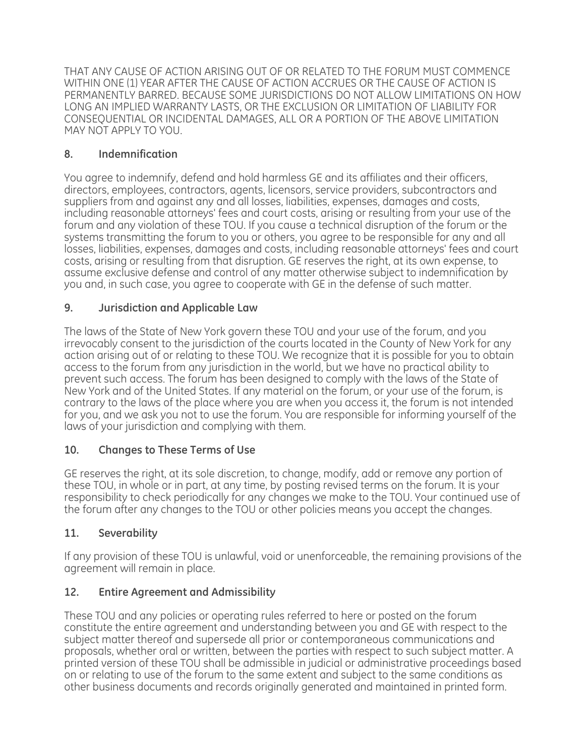THAT ANY CAUSE OF ACTION ARISING OUT OF OR RELATED TO THE FORUM MUST COMMENCE WITHIN ONE (1) YEAR AFTER THE CAUSE OF ACTION ACCRUES OR THE CAUSE OF ACTION IS PERMANENTLY BARRED. BECAUSE SOME JURISDICTIONS DO NOT ALLOW LIMITATIONS ON HOW LONG AN IMPLIED WARRANTY LASTS, OR THE EXCLUSION OR LIMITATION OF LIABILITY FOR CONSEQUENTIAL OR INCIDENTAL DAMAGES, ALL OR A PORTION OF THE ABOVE LIMITATION MAY NOT APPLY TO YOU.

## 8. Indemnification

You agree to indemnify, defend and hold harmless GE and its affiliates and their officers, directors, employees, contractors, agents, licensors, service providers, subcontractors and suppliers from and against any and all losses, liabilities, expenses, damages and costs, including reasonable attorneys' fees and court costs, arising or resulting from your use of the forum and any violation of these TOU. If you cause a technical disruption of the forum or the systems transmitting the forum to you or others, you agree to be responsible for any and all losses, liabilities, expenses, damages and costs, including reasonable attorneys' fees and court costs, arising or resulting from that disruption. GE reserves the right, at its own expense, to assume exclusive defense and control of any matter otherwise subject to indemnification by you and, in such case, you agree to cooperate with GE in the defense of such matter.

## 9. Jurisdiction and Applicable Law

The laws of the State of New York govern these TOU and your use of the forum, and you irrevocably consent to the jurisdiction of the courts located in the County of New York for any action arising out of or relating to these TOU. We recognize that it is possible for you to obtain access to the forum from any jurisdiction in the world, but we have no practical ability to prevent such access. The forum has been designed to comply with the laws of the State of New York and of the United States. If any material on the forum, or your use of the forum, is contrary to the laws of the place where you are when you access it, the forum is not intended for you, and we ask you not to use the forum. You are responsible for informing yourself of the laws of your jurisdiction and complying with them.

## 10. Changes to These Terms of Use

GE reserves the right, at its sole discretion, to change, modify, add or remove any portion of these TOU, in whole or in part, at any time, by posting revised terms on the forum. It is your responsibility to check periodically for any changes we make to the TOU. Your continued use of the forum after any changes to the TOU or other policies means you accept the changes.

## 11. Severability

If any provision of these TOU is unlawful, void or unenforceable, the remaining provisions of the agreement will remain in place.

## 12. Entire Agreement and Admissibility

These TOU and any policies or operating rules referred to here or posted on the forum constitute the entire agreement and understanding between you and GE with respect to the subject matter thereof and supersede all prior or contemporaneous communications and proposals, whether oral or written, between the parties with respect to such subject matter. A printed version of these TOU shall be admissible in judicial or administrative proceedings based on or relating to use of the forum to the same extent and subject to the same conditions as other business documents and records originally generated and maintained in printed form.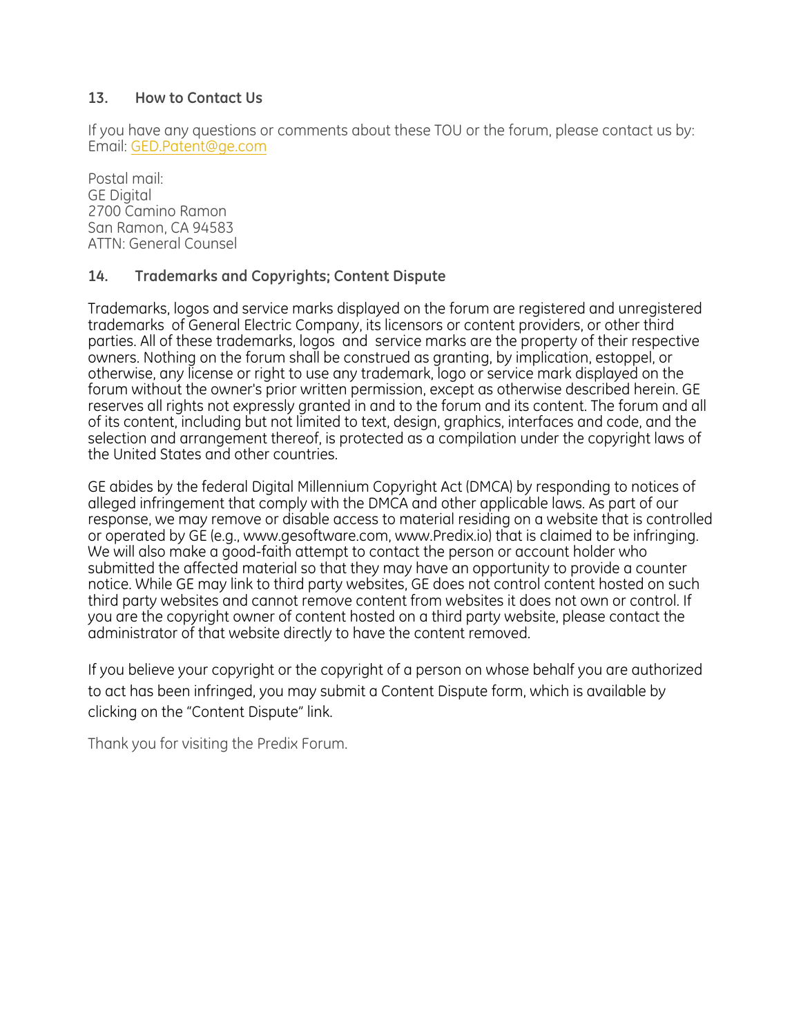## 13. How to Contact Us

If you have any questions or comments about these TOU or the forum, please contact us by:
Email: GED.Patent@ge.com

Postal mail:
GE Digital
2700 Camino Ramon
San Ramon, CA 94583
ATTN: General Counsel

## 14. Trademarks and Copyrights; Content Dispute

Trademarks, logos and service marks displayed on the forum are registered and unregistered trademarks of General Electric Company, its licensors or content providers, or other third parties. All of these trademarks, logos and service marks are the property of their respective owners. Nothing on the forum shall be construed as granting, by implication, estoppel, or otherwise, any license or right to use any trademark, logo or service mark displayed on the forum without the owner's prior written permission, except as otherwise described herein. GE reserves all rights not expressly granted in and to the forum and its content. The forum and all of its content, including but not limited to text, design, graphics, interfaces and code, and the selection and arrangement thereof, is protected as a compilation under the copyright laws of the United States and other countries.

GE abides by the federal Digital Millennium Copyright Act (DMCA) by responding to notices of alleged infringement that comply with the DMCA and other applicable laws. As part of our response, we may remove or disable access to material residing on a website that is controlled or operated by GE (e.g., www.gesoftware.com, www.Predix.io) that is claimed to be infringing. We will also make a good-faith attempt to contact the person or account holder who submitted the affected material so that they may have an opportunity to provide a counter notice. While GE may link to third party websites, GE does not control content hosted on such third party websites and cannot remove content from websites it does not own or control. If you are the copyright owner of content hosted on a third party website, please contact the administrator of that website directly to have the content removed.

If you believe your copyright or the copyright of a person on whose behalf you are authorized to act has been infringed, you may submit a Content Dispute form, which is available by clicking on the "Content Dispute" link.

Thank you for visiting the Predix Forum.